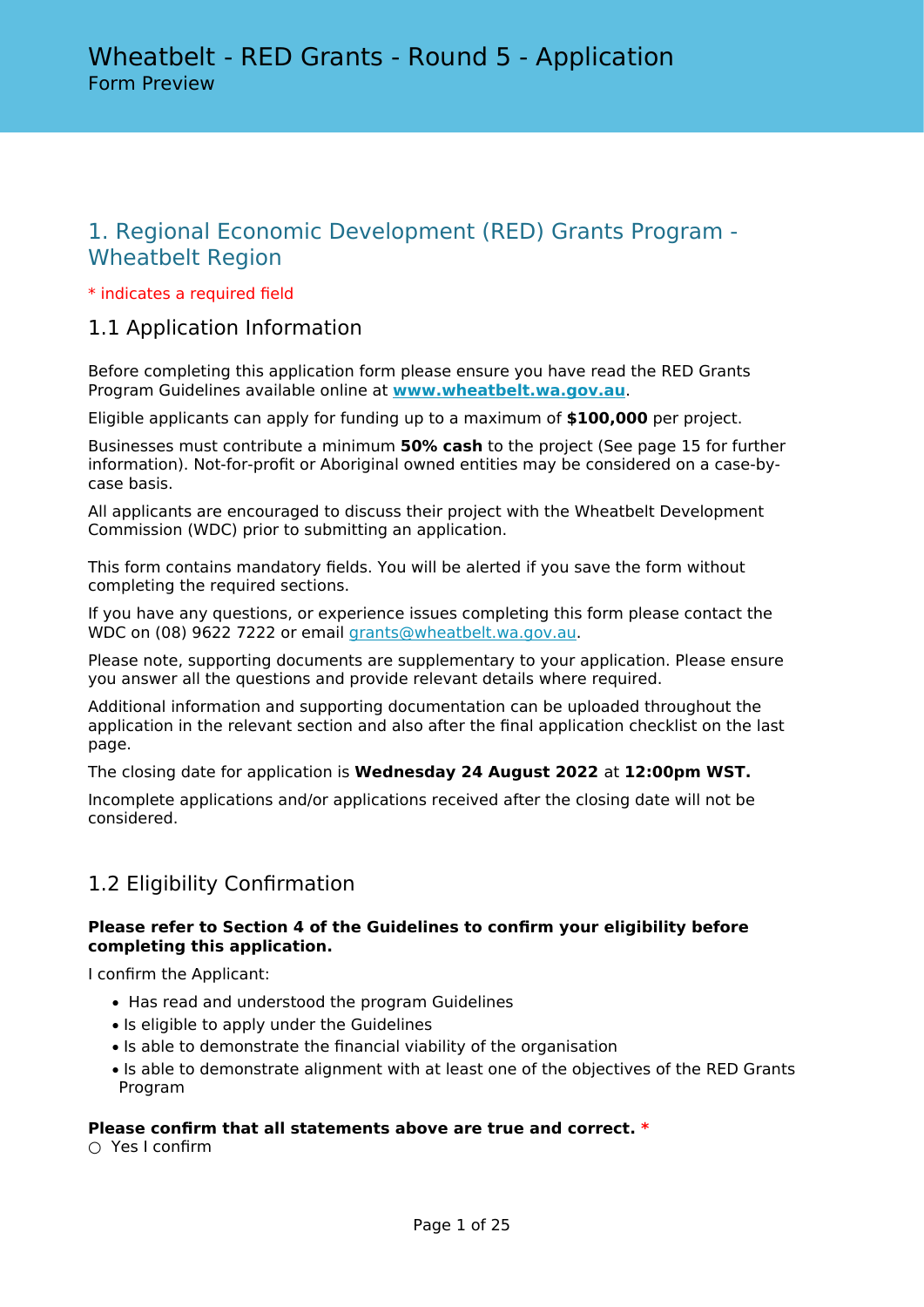# Wheatbelt - RED Grants - Round 5 - Application

Form Preview

## 1. Regional Economic Development (RED) Grants Program - Wheatbelt Region

* indicates a required field

### 1.1 Application Information

Before completing this application form please ensure you have read the RED Grants Program Guidelines available online at **www.wheatbelt.wa.gov.au**.

Eligible applicants can apply for funding up to a maximum of **$100,000** per project.

Businesses must contribute a minimum **50% cash** to the project (See page 15 for further information). Not-for-profit or Aboriginal owned entities may be considered on a case-by-case basis.

All applicants are encouraged to discuss their project with the Wheatbelt Development Commission (WDC) prior to submitting an application.

This form contains mandatory fields. You will be alerted if you save the form without completing the required sections.

If you have any questions, or experience issues completing this form please contact the WDC on (08) 9622 7222 or email grants@wheatbelt.wa.gov.au.

Please note, supporting documents are supplementary to your application. Please ensure you answer all the questions and provide relevant details where required.

Additional information and supporting documentation can be uploaded throughout the application in the relevant section and also after the final application checklist on the last page.

The closing date for application is **Wednesday 24 August 2022** at **12:00pm WST.**

Incomplete applications and/or applications received after the closing date will not be considered.

### 1.2 Eligibility Confirmation

**Please refer to Section 4 of the Guidelines to confirm your eligibility before completing this application.**

I confirm the Applicant:

- Has read and understood the program Guidelines
- Is eligible to apply under the Guidelines
- Is able to demonstrate the financial viability of the organisation
- Is able to demonstrate alignment with at least one of the objectives of the RED Grants Program

**Please confirm that all statements above are true and correct.** *

○ Yes I confirm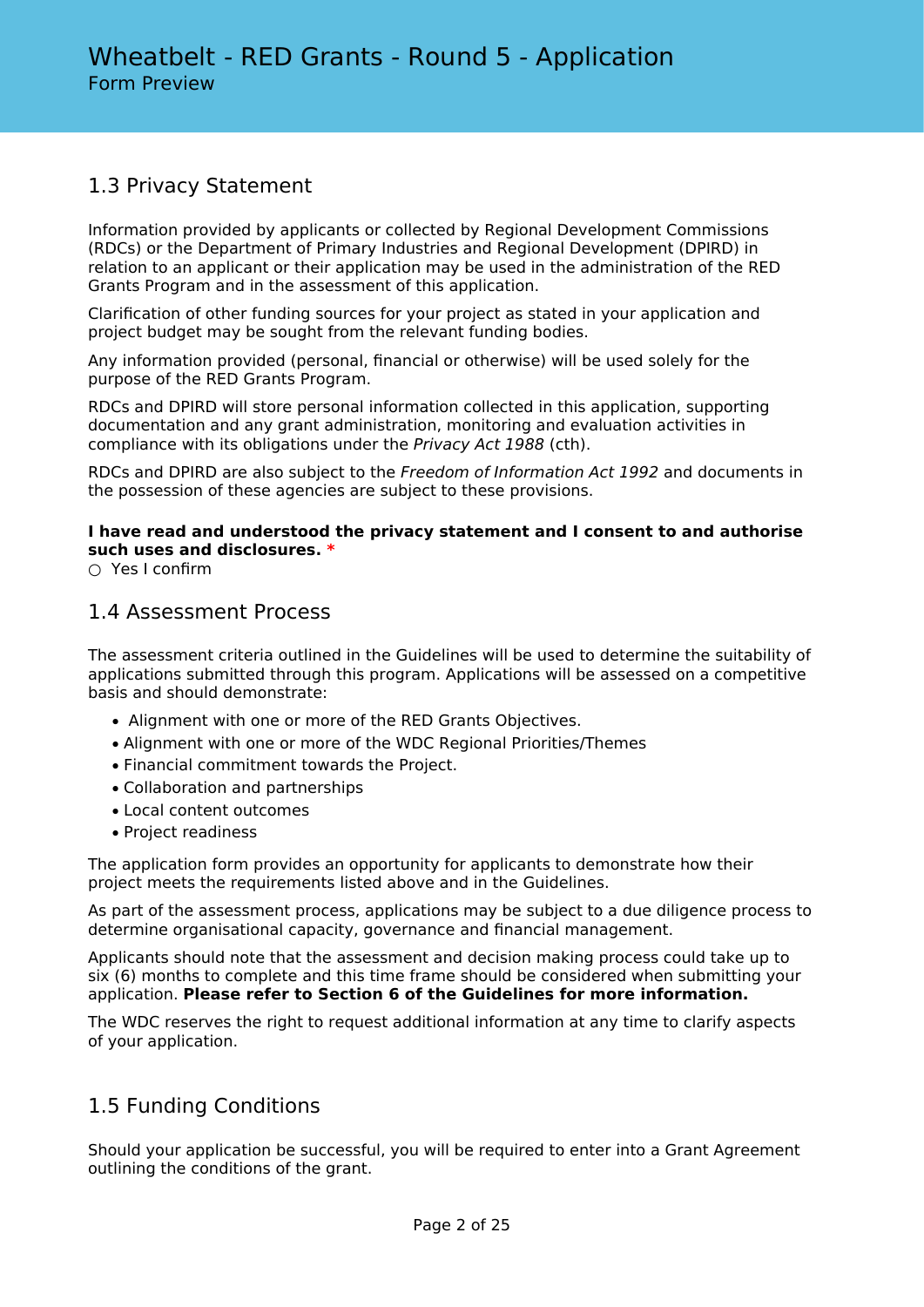## 1.3 Privacy Statement

Information provided by applicants or collected by Regional Development Commissions (RDCs) or the Department of Primary Industries and Regional Development (DPIRD) in relation to an applicant or their application may be used in the administration of the RED Grants Program and in the assessment of this application.

Clarification of other funding sources for your project as stated in your application and project budget may be sought from the relevant funding bodies.

Any information provided (personal, financial or otherwise) will be used solely for the purpose of the RED Grants Program.

RDCs and DPIRD will store personal information collected in this application, supporting documentation and any grant administration, monitoring and evaluation activities in compliance with its obligations under the *Privacy Act 1988* (cth).

RDCs and DPIRD are also subject to the *Freedom of Information Act 1992* and documents in the possession of these agencies are subject to these provisions.

**I have read and understood the privacy statement and I consent to and authorise such uses and disclosures.** *

○ Yes I confirm

## 1.4 Assessment Process

The assessment criteria outlined in the Guidelines will be used to determine the suitability of applications submitted through this program. Applications will be assessed on a competitive basis and should demonstrate:

- Alignment with one or more of the RED Grants Objectives.
- Alignment with one or more of the WDC Regional Priorities/Themes
- Financial commitment towards the Project.
- Collaboration and partnerships
- Local content outcomes
- Project readiness

The application form provides an opportunity for applicants to demonstrate how their project meets the requirements listed above and in the Guidelines.

As part of the assessment process, applications may be subject to a due diligence process to determine organisational capacity, governance and financial management.

Applicants should note that the assessment and decision making process could take up to six (6) months to complete and this time frame should be considered when submitting your application. **Please refer to Section 6 of the Guidelines for more information.**

The WDC reserves the right to request additional information at any time to clarify aspects of your application.

## 1.5 Funding Conditions

Should your application be successful, you will be required to enter into a Grant Agreement outlining the conditions of the grant.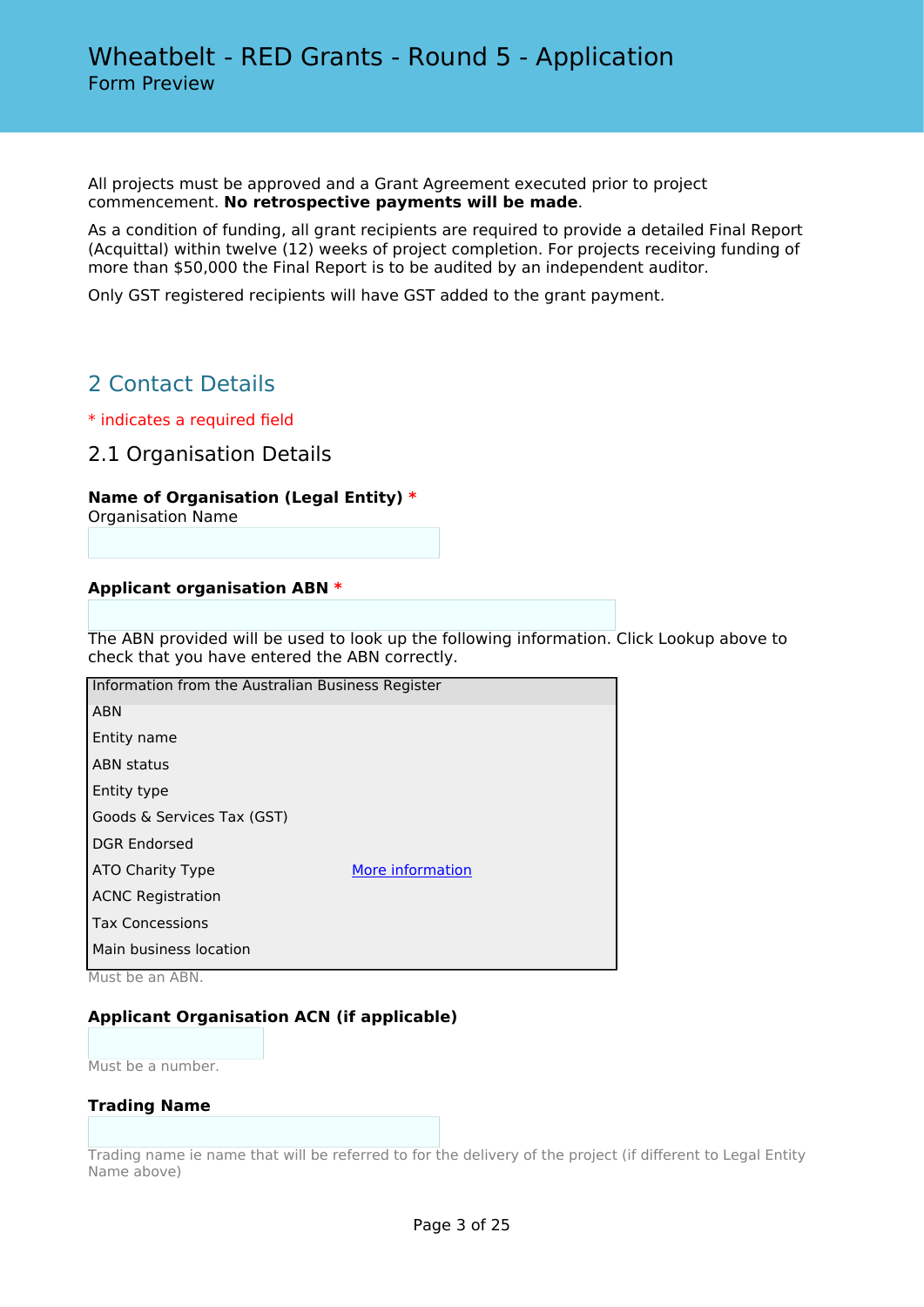All projects must be approved and a Grant Agreement executed prior to project commencement. **No retrospective payments will be made**.

As a condition of funding, all grant recipients are required to provide a detailed Final Report (Acquittal) within twelve (12) weeks of project completion. For projects receiving funding of more than $50,000 the Final Report is to be audited by an independent auditor.

Only GST registered recipients will have GST added to the grant payment.

## 2 Contact Details

* indicates a required field

### 2.1 Organisation Details

**Name of Organisation (Legal Entity)** *
Organisation Name

**Applicant organisation ABN** *

The ABN provided will be used to look up the following information. Click Lookup above to check that you have entered the ABN correctly.

| Information from the Australian Business Register | |
|---|---|
| ABN | |
| Entity name | |
| ABN status | |
| Entity type | |
| Goods & Services Tax (GST) | |
| DGR Endorsed | |
| ATO Charity Type | More information |
| ACNC Registration | |
| Tax Concessions | |
| Main business location | |

Must be an ABN.

**Applicant Organisation ACN (if applicable)**

Must be a number.

**Trading Name**

Trading name ie name that will be referred to for the delivery of the project (if different to Legal Entity Name above)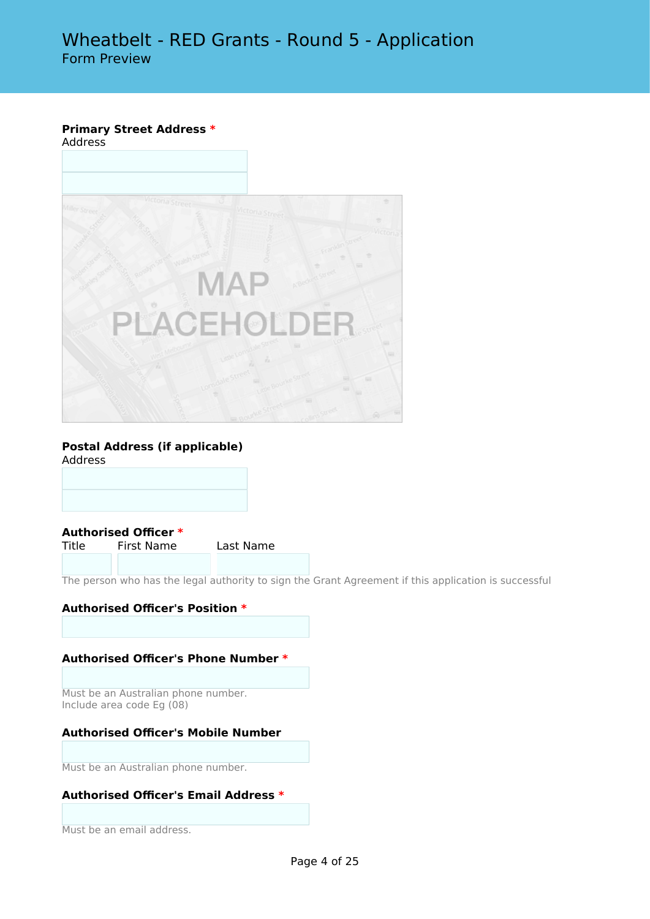**Primary Street Address** *

Address

MAP PLACEHOLDER

**Postal Address (if applicable)**

Address

**Authorised Officer** *

Title First Name Last Name

The person who has the legal authority to sign the Grant Agreement if this application is successful

**Authorised Officer's Position** *

**Authorised Officer's Phone Number** *

Must be an Australian phone number.
Include area code Eg (08)

**Authorised Officer's Mobile Number**

Must be an Australian phone number.

**Authorised Officer's Email Address** *

Must be an email address.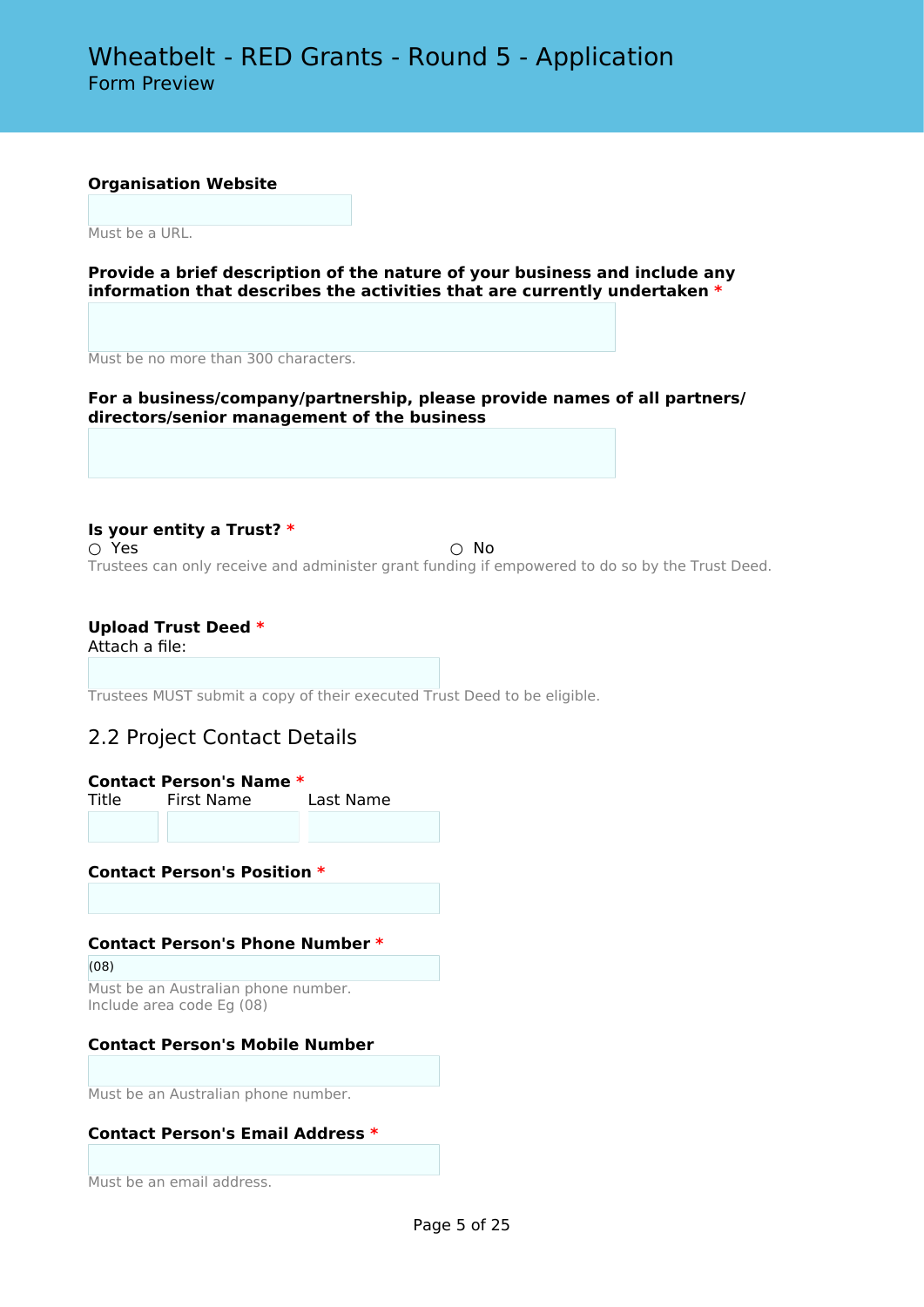**Organisation Website**

Must be a URL.

**Provide a brief description of the nature of your business and include any information that describes the activities that are currently undertaken** *

Must be no more than 300 characters.

**For a business/company/partnership, please provide names of all partners/ directors/senior management of the business**

**Is your entity a Trust?** *

○ Yes ○ No

Trustees can only receive and administer grant funding if empowered to do so by the Trust Deed.

**Upload Trust Deed** *

Attach a file:

Trustees MUST submit a copy of their executed Trust Deed to be eligible.

## 2.2 Project Contact Details

**Contact Person's Name** *

Title First Name Last Name

**Contact Person's Position** *

**Contact Person's Phone Number** *

(08)

Must be an Australian phone number.
Include area code Eg (08)

**Contact Person's Mobile Number**

Must be an Australian phone number.

**Contact Person's Email Address** *

Must be an email address.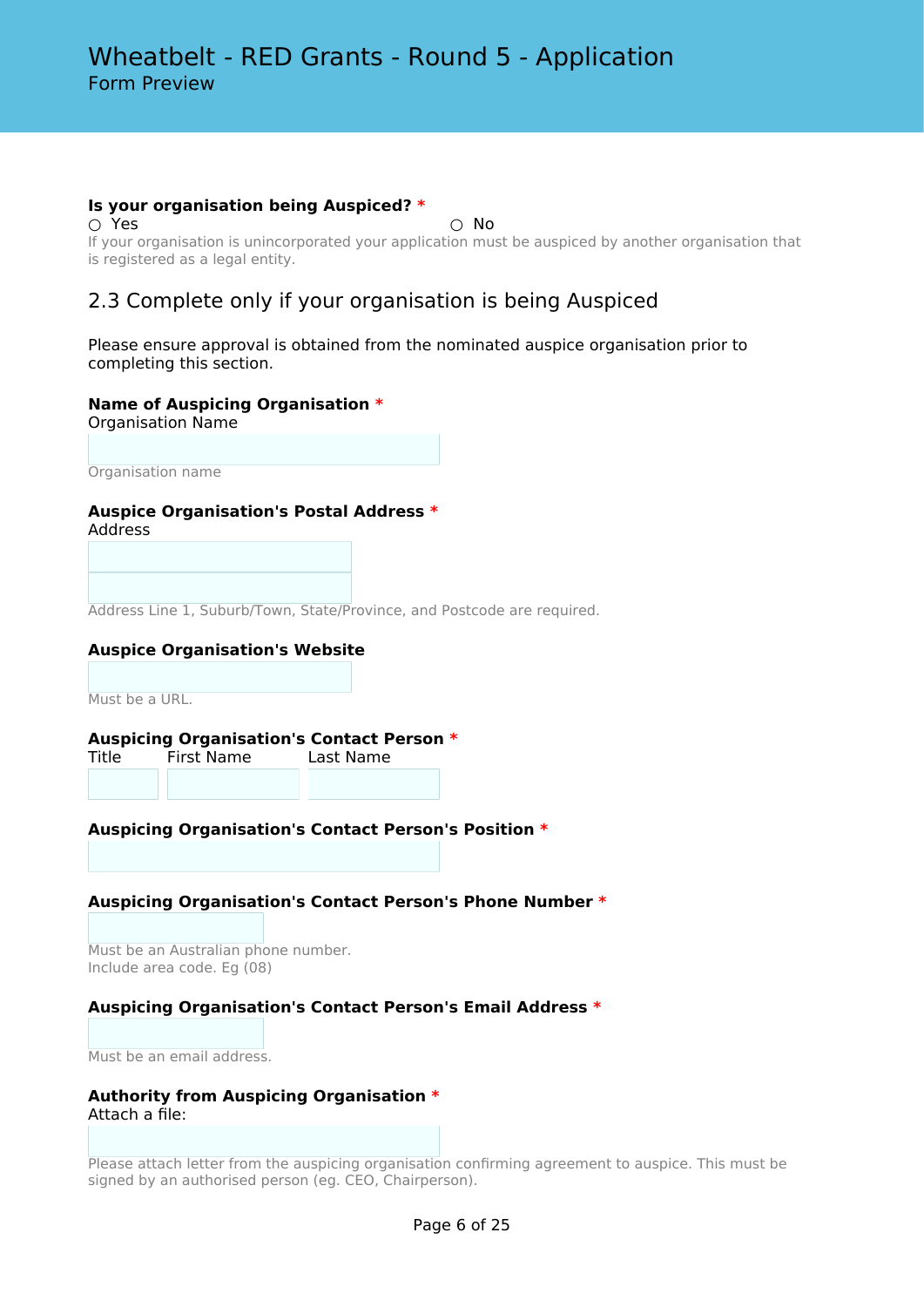# Wheatbelt - RED Grants - Round 5 - Application

Form Preview

**Is your organisation being Auspiced? ***

○ Yes ○ No

If your organisation is unincorporated your application must be auspiced by another organisation that is registered as a legal entity.

## 2.3 Complete only if your organisation is being Auspiced

Please ensure approval is obtained from the nominated auspice organisation prior to completing this section.

**Name of Auspicing Organisation ***

Organisation Name

Organisation name

**Auspice Organisation's Postal Address ***

Address

Address Line 1, Suburb/Town, State/Province, and Postcode are required.

**Auspice Organisation's Website**

Must be a URL.

**Auspicing Organisation's Contact Person ***

Title First Name Last Name

**Auspicing Organisation's Contact Person's Position ***

**Auspicing Organisation's Contact Person's Phone Number ***

Must be an Australian phone number.
Include area code. Eg (08)

**Auspicing Organisation's Contact Person's Email Address ***

Must be an email address.

**Authority from Auspicing Organisation ***

Attach a file:

Please attach letter from the auspicing organisation confirming agreement to auspice. This must be signed by an authorised person (eg. CEO, Chairperson).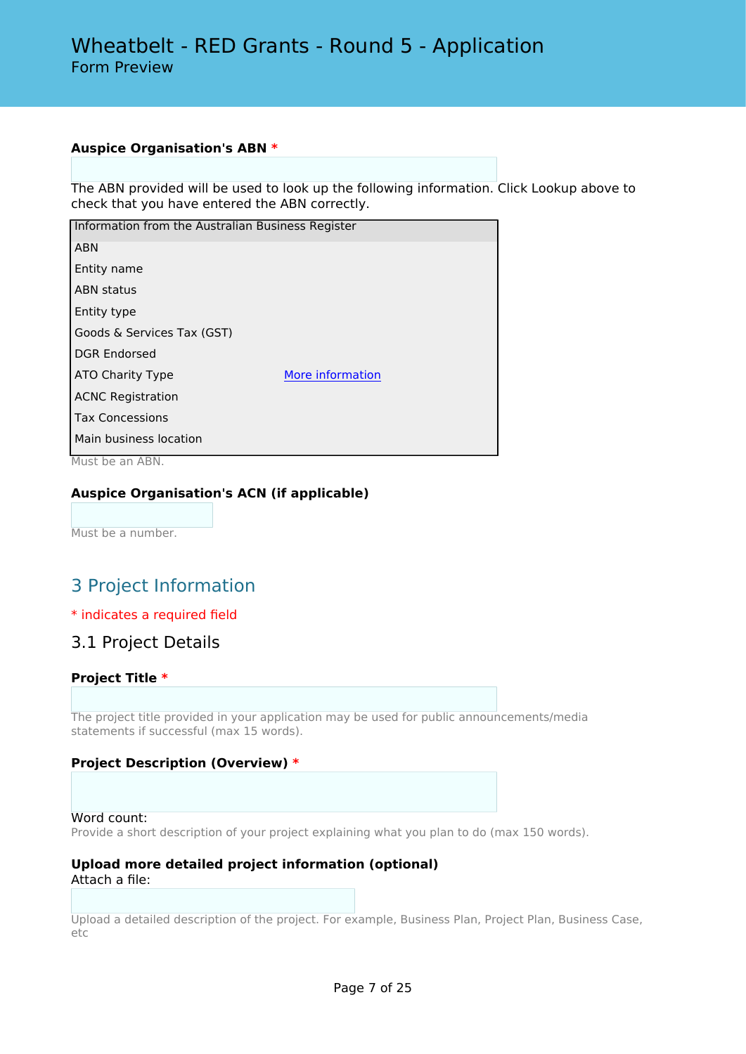**Auspice Organisation's ABN** *

The ABN provided will be used to look up the following information. Click Lookup above to check that you have entered the ABN correctly.

| Information from the Australian Business Register | |
|---|---|
| ABN | |
| Entity name | |
| ABN status | |
| Entity type | |
| Goods & Services Tax (GST) | |
| DGR Endorsed | |
| ATO Charity Type | More information |
| ACNC Registration | |
| Tax Concessions | |
| Main business location | |

Must be an ABN.

**Auspice Organisation's ACN (if applicable)**

Must be a number.

## 3 Project Information

* indicates a required field

### 3.1 Project Details

**Project Title** *

The project title provided in your application may be used for public announcements/media statements if successful (max 15 words).

**Project Description (Overview)** *

Word count:
Provide a short description of your project explaining what you plan to do (max 150 words).

**Upload more detailed project information (optional)**
Attach a file:

Upload a detailed description of the project. For example, Business Plan, Project Plan, Business Case, etc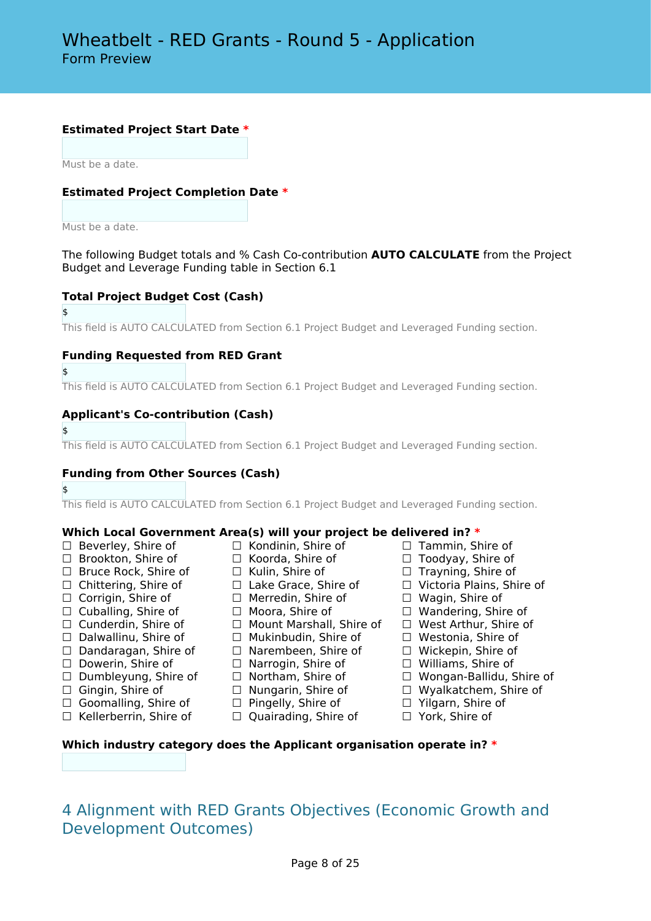**Estimated Project Start Date** *

Must be a date.

**Estimated Project Completion Date** *

Must be a date.

The following Budget totals and % Cash Co-contribution **AUTO CALCULATE** from the Project Budget and Leverage Funding table in Section 6.1

**Total Project Budget Cost (Cash)**

$

This field is AUTO CALCULATED from Section 6.1 Project Budget and Leveraged Funding section.

**Funding Requested from RED Grant**

$

This field is AUTO CALCULATED from Section 6.1 Project Budget and Leveraged Funding section.

**Applicant's Co-contribution (Cash)**

$

This field is AUTO CALCULATED from Section 6.1 Project Budget and Leveraged Funding section.

**Funding from Other Sources (Cash)**

$

This field is AUTO CALCULATED from Section 6.1 Project Budget and Leveraged Funding section.

**Which Local Government Area(s) will your project be delivered in?** *

☐ Beverley, Shire of
☐ Brookton, Shire of
☐ Bruce Rock, Shire of
☐ Chittering, Shire of
☐ Corrigin, Shire of
☐ Cuballing, Shire of
☐ Cunderdin, Shire of
☐ Dalwallinu, Shire of
☐ Dandaragan, Shire of
☐ Dowerin, Shire of
☐ Dumbleyung, Shire of
☐ Gingin, Shire of
☐ Goomalling, Shire of
☐ Kellerberrin, Shire of
☐ Kondinin, Shire of
☐ Koorda, Shire of
☐ Kulin, Shire of
☐ Lake Grace, Shire of
☐ Merredin, Shire of
☐ Moora, Shire of
☐ Mount Marshall, Shire of
☐ Mukinbudin, Shire of
☐ Narembeen, Shire of
☐ Narrogin, Shire of
☐ Northam, Shire of
☐ Nungarin, Shire of
☐ Pingelly, Shire of
☐ Quairading, Shire of
☐ Tammin, Shire of
☐ Toodyay, Shire of
☐ Trayning, Shire of
☐ Victoria Plains, Shire of
☐ Wagin, Shire of
☐ Wandering, Shire of
☐ West Arthur, Shire of
☐ Westonia, Shire of
☐ Wickepin, Shire of
☐ Williams, Shire of
☐ Wongan-Ballidu, Shire of
☐ Wyalkatchem, Shire of
☐ Yilgarn, Shire of
☐ York, Shire of

**Which industry category does the Applicant organisation operate in?** *

## 4 Alignment with RED Grants Objectives (Economic Growth and Development Outcomes)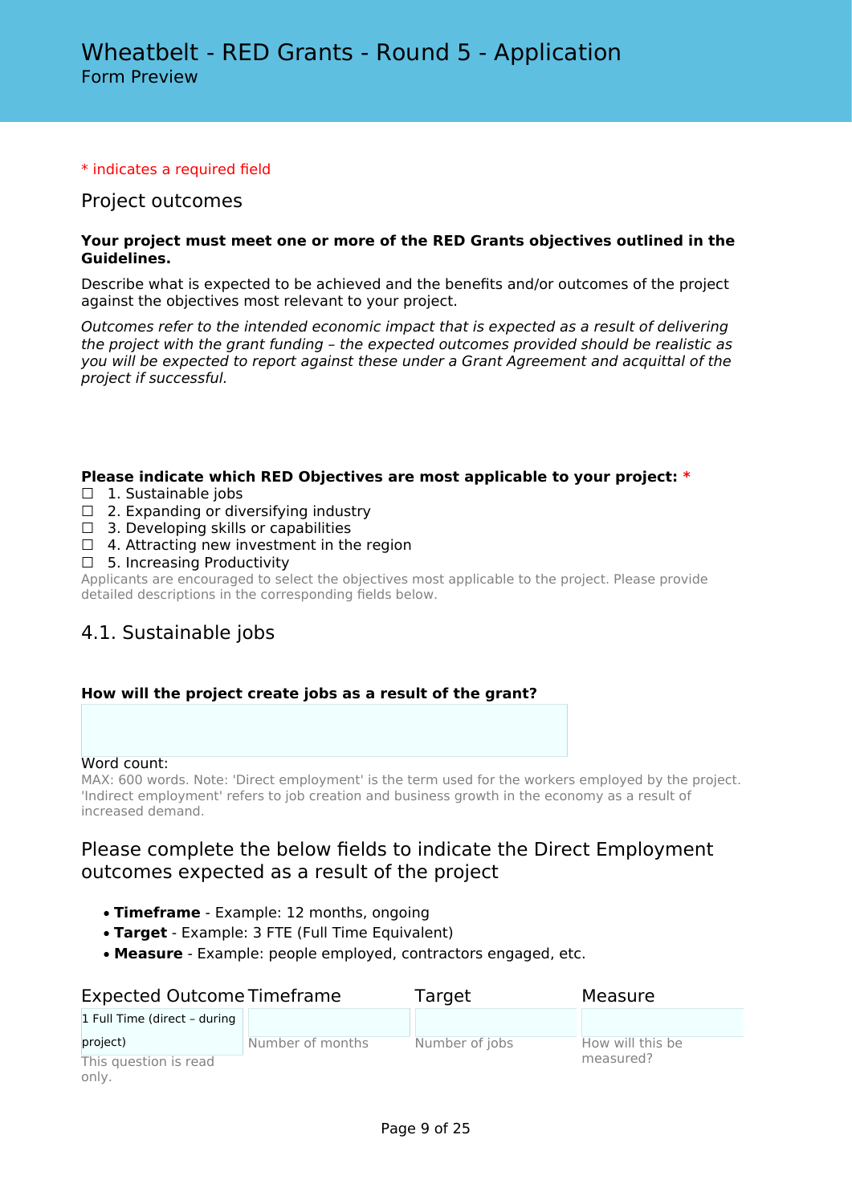# Wheatbelt - RED Grants - Round 5 - Application

Form Preview

\* indicates a required field

## Project outcomes

**Your project must meet one or more of the RED Grants objectives outlined in the Guidelines.**

Describe what is expected to be achieved and the benefits and/or outcomes of the project against the objectives most relevant to your project.

*Outcomes refer to the intended economic impact that is expected as a result of delivering the project with the grant funding – the expected outcomes provided should be realistic as you will be expected to report against these under a Grant Agreement and acquittal of the project if successful.*

**Please indicate which RED Objectives are most applicable to your project:** \*

- ☐ 1. Sustainable jobs
- ☐ 2. Expanding or diversifying industry
- ☐ 3. Developing skills or capabilities
- ☐ 4. Attracting new investment in the region
- ☐ 5. Increasing Productivity

Applicants are encouraged to select the objectives most applicable to the project. Please provide detailed descriptions in the corresponding fields below.

## 4.1. Sustainable jobs

**How will the project create jobs as a result of the grant?**

Word count:

MAX: 600 words. Note: 'Direct employment' is the term used for the workers employed by the project. 'Indirect employment' refers to job creation and business growth in the economy as a result of increased demand.

## Please complete the below fields to indicate the Direct Employment outcomes expected as a result of the project

- **Timeframe** - Example: 12 months, ongoing
- **Target** - Example: 3 FTE (Full Time Equivalent)
- **Measure** - Example: people employed, contractors engaged, etc.

| Expected Outcome | Timeframe | Target | Measure |
|---|---|---|---|
| 1 Full Time (direct – during project)<br>This question is read only. | Number of months | Number of jobs | How will this be measured? |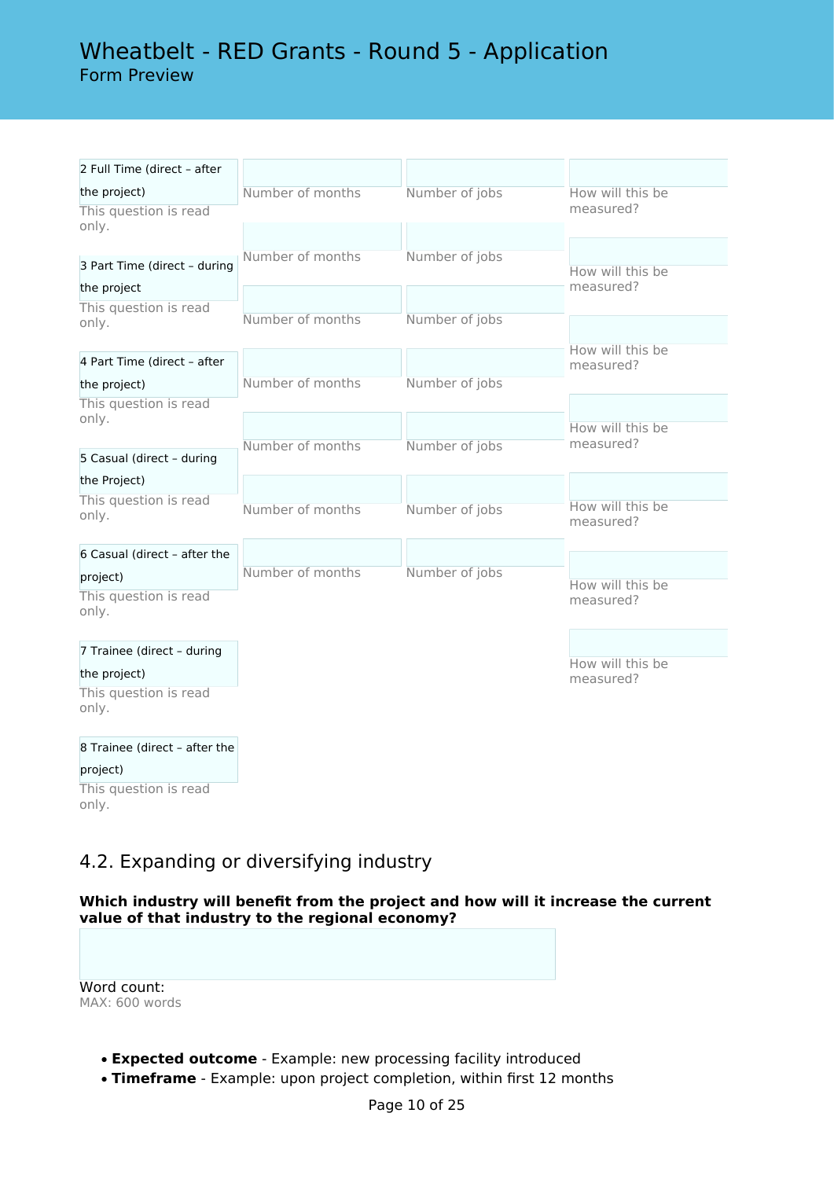| | | | |
|---|---|---|---|
| 2 Full Time (direct – after the project) This question is read only. | Number of months | Number of jobs | How will this be measured? |
| 3 Part Time (direct – during the project This question is read only. | Number of months | Number of jobs | How will this be measured? |
| 4 Part Time (direct – after the project) This question is read only. | Number of months | Number of jobs | How will this be measured? |
| 5 Casual (direct – during the Project) This question is read only. | Number of months | Number of jobs | How will this be measured? |
| 6 Casual (direct – after the project) This question is read only. | Number of months | Number of jobs | How will this be measured? |
| 7 Trainee (direct – during the project) This question is read only. | Number of months | Number of jobs | How will this be measured? |
| 8 Trainee (direct – after the project) This question is read only. | Number of months | Number of jobs | How will this be measured? |

## 4.2. Expanding or diversifying industry

**Which industry will benefit from the project and how will it increase the current value of that industry to the regional economy?**

Word count:
MAX: 600 words

- **Expected outcome** - Example: new processing facility introduced
- **Timeframe** - Example: upon project completion, within first 12 months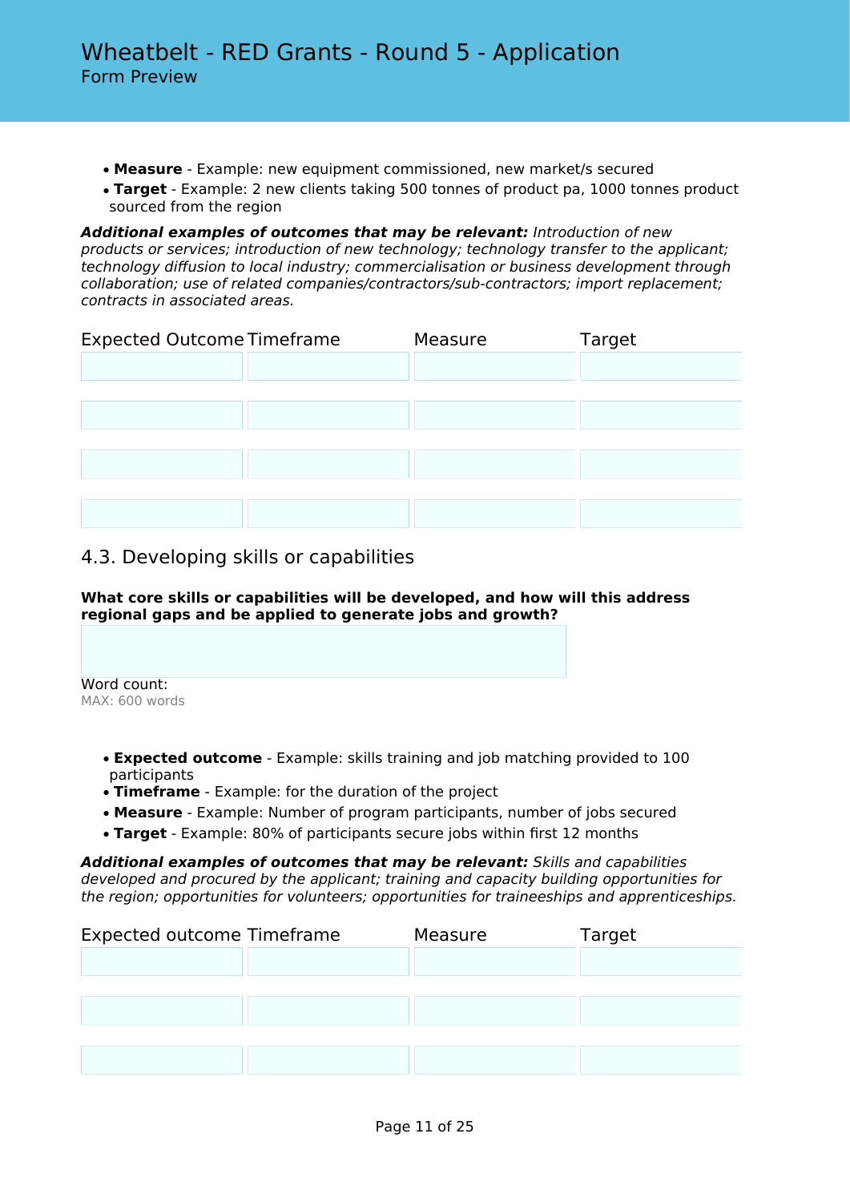- **Measure** - Example: new equipment commissioned, new market/s secured
- **Target** - Example: 2 new clients taking 500 tonnes of product pa, 1000 tonnes product sourced from the region

***Additional examples of outcomes that may be relevant:*** *Introduction of new products or services; introduction of new technology; technology transfer to the applicant; technology diffusion to local industry; commercialisation or business development through collaboration; use of related companies/contractors/sub-contractors; import replacement; contracts in associated areas.*

| Expected Outcome | Timeframe | Measure | Target |
|---|---|---|---|
| | | | |
| | | | |
| | | | |
| | | | |

## 4.3. Developing skills or capabilities

**What core skills or capabilities will be developed, and how will this address regional gaps and be applied to generate jobs and growth?**

Word count:
MAX: 600 words

- **Expected outcome** - Example: skills training and job matching provided to 100 participants
- **Timeframe** - Example: for the duration of the project
- **Measure** - Example: Number of program participants, number of jobs secured
- **Target** - Example: 80% of participants secure jobs within first 12 months

***Additional examples of outcomes that may be relevant:*** *Skills and capabilities developed and procured by the applicant; training and capacity building opportunities for the region; opportunities for volunteers; opportunities for traineeships and apprenticeships.*

| Expected outcome | Timeframe | Measure | Target |
|---|---|---|---|
| | | | |
| | | | |
| | | | |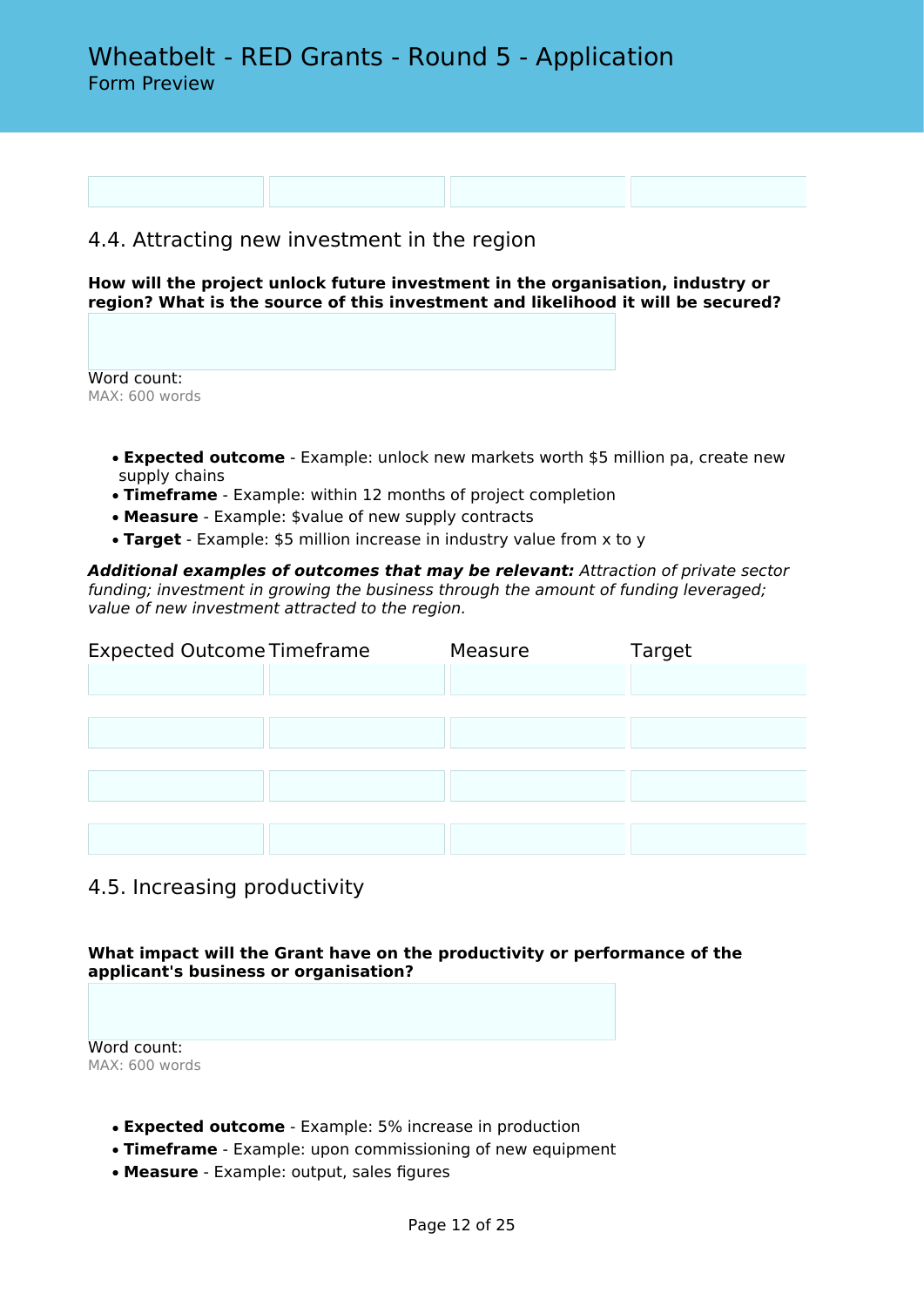| | | | |
|---|---|---|---|
| | | | |

## 4.4. Attracting new investment in the region

**How will the project unlock future investment in the organisation, industry or region? What is the source of this investment and likelihood it will be secured?**

Word count:
MAX: 600 words

- **Expected outcome** - Example: unlock new markets worth $5 million pa, create new supply chains
- **Timeframe** - Example: within 12 months of project completion
- **Measure** - Example: $value of new supply contracts
- **Target** - Example: $5 million increase in industry value from x to y

***Additional examples of outcomes that may be relevant:*** *Attraction of private sector funding; investment in growing the business through the amount of funding leveraged; value of new investment attracted to the region.*

| Expected Outcome | Timeframe | Measure | Target |
|---|---|---|---|
| | | | |
| | | | |
| | | | |
| | | | |

## 4.5. Increasing productivity

**What impact will the Grant have on the productivity or performance of the applicant's business or organisation?**

Word count:
MAX: 600 words

- **Expected outcome** - Example: 5% increase in production
- **Timeframe** - Example: upon commissioning of new equipment
- **Measure** - Example: output, sales figures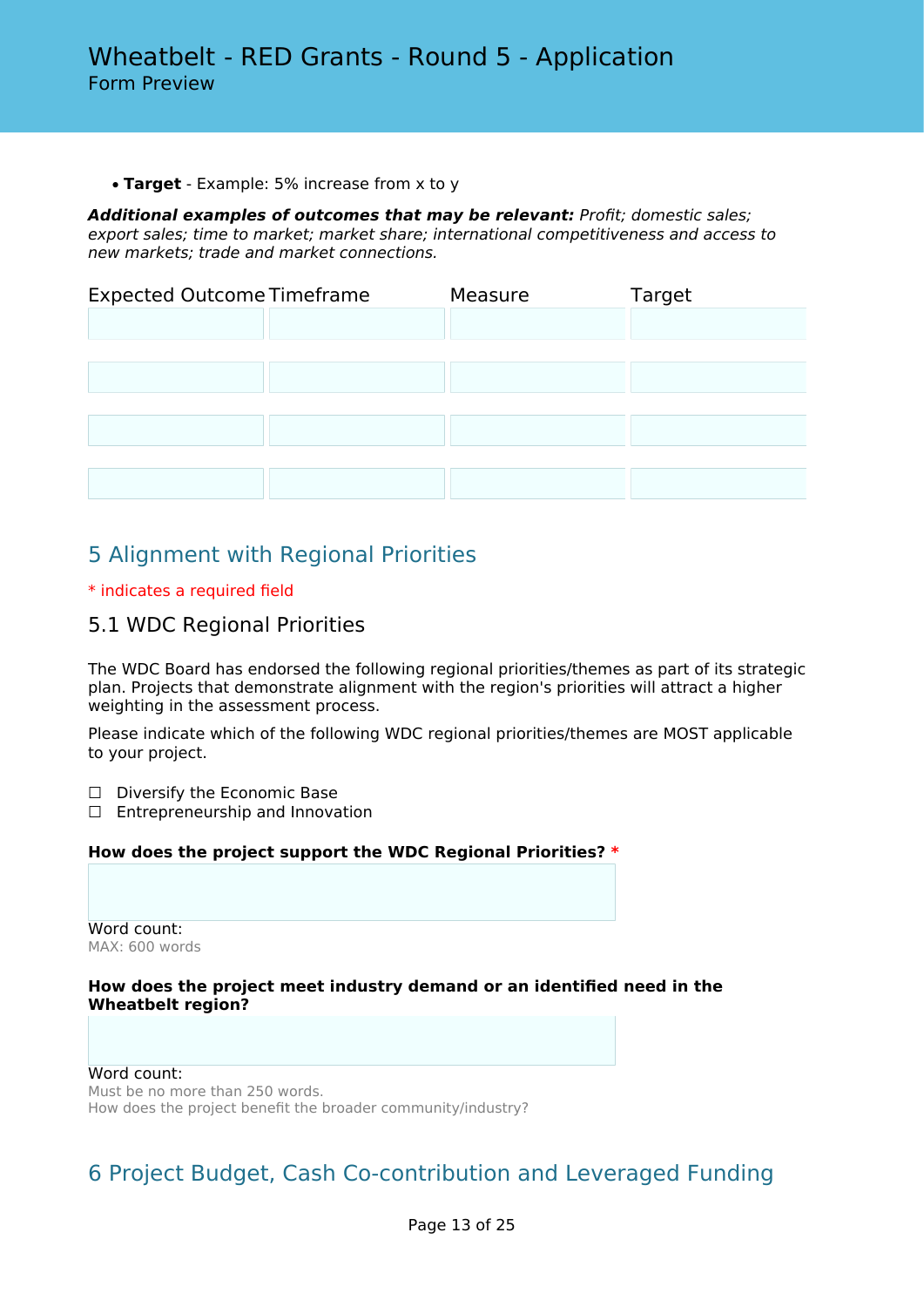- **Target** - Example: 5% increase from x to y

***Additional examples of outcomes that may be relevant:*** *Profit; domestic sales; export sales; time to market; market share; international competitiveness and access to new markets; trade and market connections.*

| Expected Outcome | Timeframe | Measure | Target |
|---|---|---|---|
| | | | |
| | | | |
| | | | |
| | | | |

## 5 Alignment with Regional Priorities

\* indicates a required field

### 5.1 WDC Regional Priorities

The WDC Board has endorsed the following regional priorities/themes as part of its strategic plan. Projects that demonstrate alignment with the region's priorities will attract a higher weighting in the assessment process.

Please indicate which of the following WDC regional priorities/themes are MOST applicable to your project.

☐ Diversify the Economic Base
☐ Entrepreneurship and Innovation

**How does the project support the WDC Regional Priorities? \***

Word count:
MAX: 600 words

**How does the project meet industry demand or an identified need in the Wheatbelt region?**

Word count:
Must be no more than 250 words.
How does the project benefit the broader community/industry?

## 6 Project Budget, Cash Co-contribution and Leveraged Funding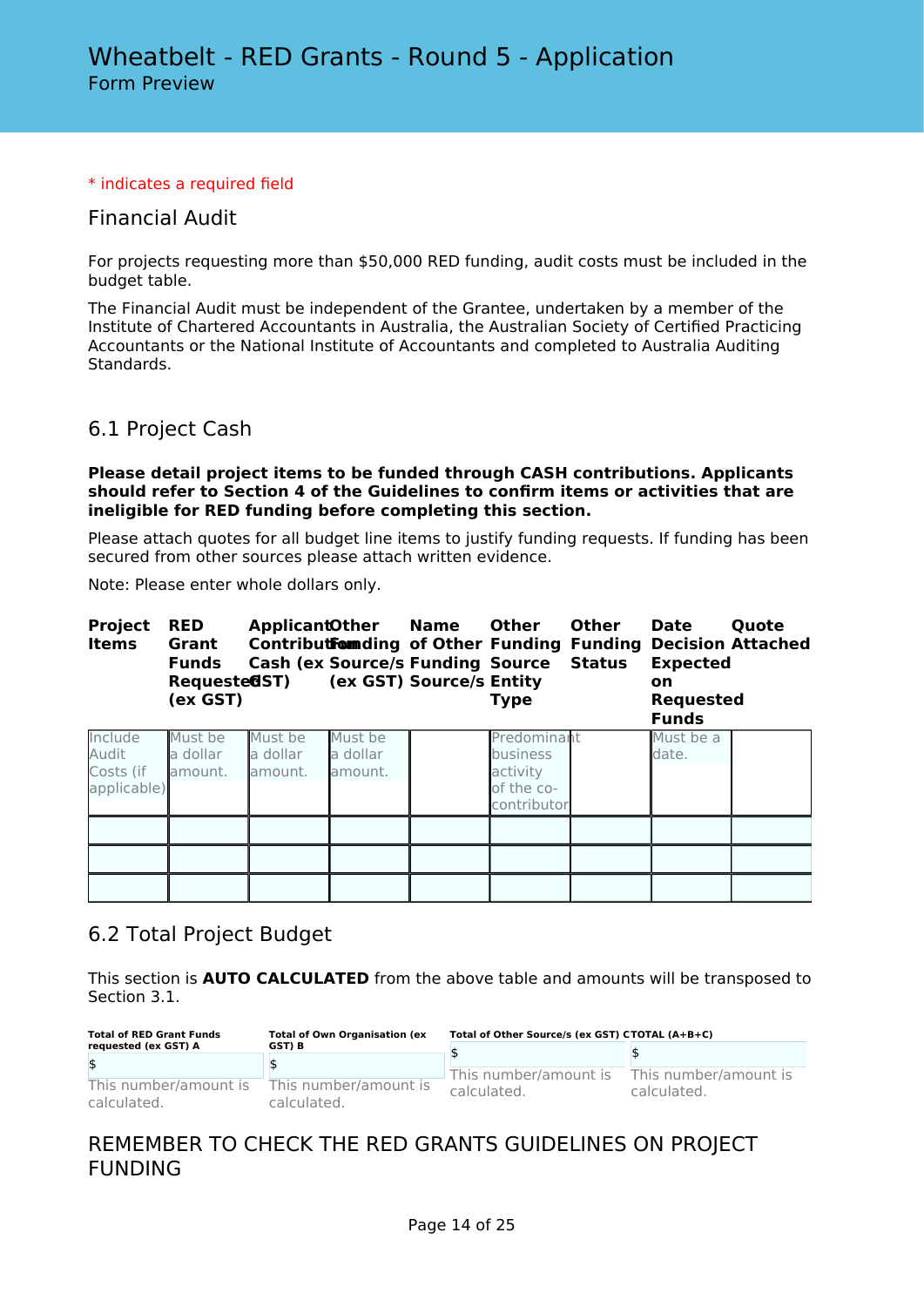# Wheatbelt - RED Grants - Round 5 - Application

Form Preview

\* indicates a required field

## Financial Audit

For projects requesting more than $50,000 RED funding, audit costs must be included in the budget table.

The Financial Audit must be independent of the Grantee, undertaken by a member of the Institute of Chartered Accountants in Australia, the Australian Society of Certified Practicing Accountants or the National Institute of Accountants and completed to Australia Auditing Standards.

## 6.1 Project Cash

**Please detail project items to be funded through CASH contributions. Applicants should refer to Section 4 of the Guidelines to confirm items or activities that are ineligible for RED funding before completing this section.**

Please attach quotes for all budget line items to justify funding requests. If funding has been secured from other sources please attach written evidence.

Note: Please enter whole dollars only.

| Project Items | RED Grant Funds Requested (ex GST) | Applicant Contribution Cash (ex GST) | Other Funding Source/s (ex GST) | Name of Other Funding Source/s | Other Funding Source Entity Type | Other Funding Status | Date Decision Expected on Requested Funds | Quote Attached |
|---|---|---|---|---|---|---|---|---|
| Include Audit Costs (if applicable) | Must be a dollar amount. | Must be a dollar amount. | Must be a dollar amount. | | Predominant business activity of the co-contributor | | Must be a date. | |
| | | | | | | | | |
| | | | | | | | | |
| | | | | | | | | |

## 6.2 Total Project Budget

This section is **AUTO CALCULATED** from the above table and amounts will be transposed to Section 3.1.

| Total of RED Grant Funds requested (ex GST) A | Total of Own Organisation (ex GST) B | Total of Other Source/s (ex GST) C | TOTAL (A+B+C) |
|---|---|---|---|
| $ | $ | $ | $ |
| This number/amount is calculated. | This number/amount is calculated. | This number/amount is calculated. | This number/amount is calculated. |

## REMEMBER TO CHECK THE RED GRANTS GUIDELINES ON PROJECT FUNDING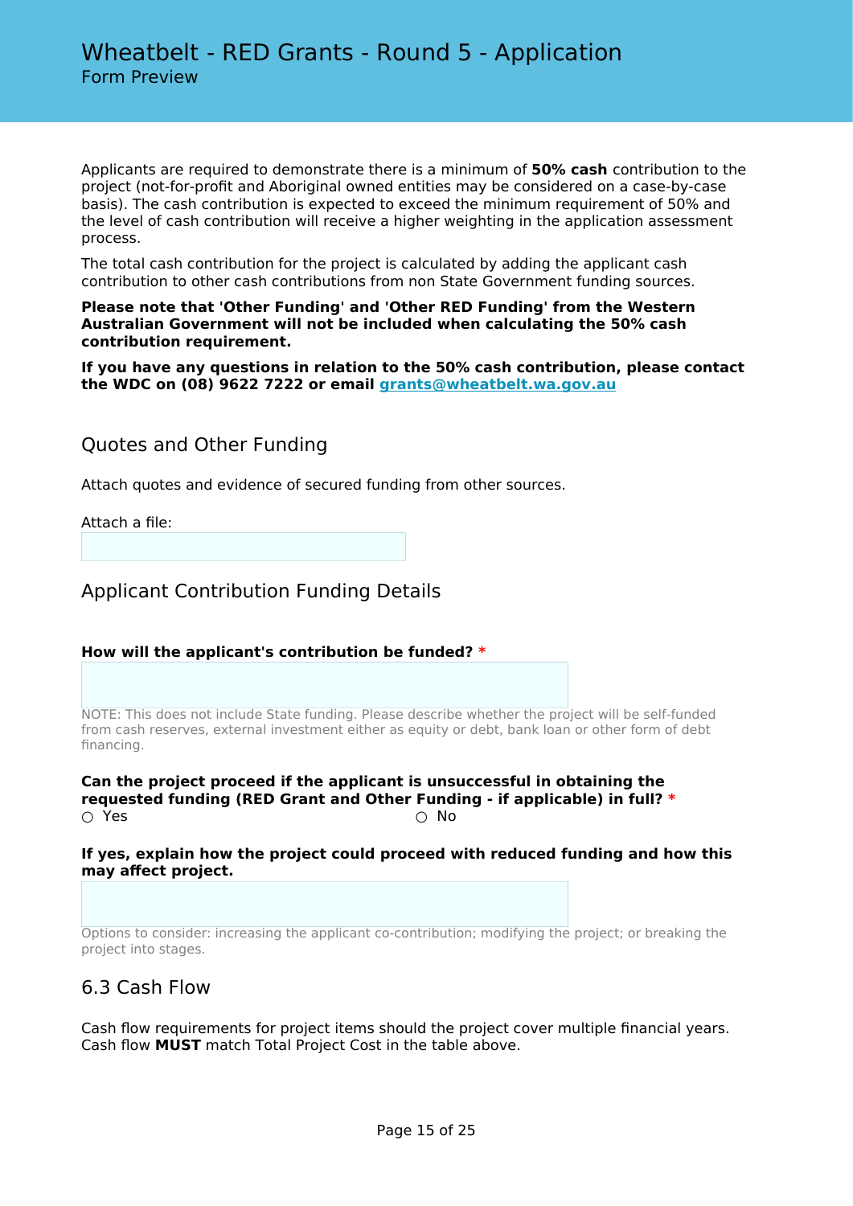Applicants are required to demonstrate there is a minimum of **50% cash** contribution to the project (not-for-profit and Aboriginal owned entities may be considered on a case-by-case basis). The cash contribution is expected to exceed the minimum requirement of 50% and the level of cash contribution will receive a higher weighting in the application assessment process.

The total cash contribution for the project is calculated by adding the applicant cash contribution to other cash contributions from non State Government funding sources.

**Please note that 'Other Funding' and 'Other RED Funding' from the Western Australian Government will not be included when calculating the 50% cash contribution requirement.**

**If you have any questions in relation to the 50% cash contribution, please contact the WDC on (08) 9622 7222 or email [grants@wheatbelt.wa.gov.au](mailto:grants@wheatbelt.wa.gov.au)**

## Quotes and Other Funding

Attach quotes and evidence of secured funding from other sources.

Attach a file:

## Applicant Contribution Funding Details

**How will the applicant's contribution be funded?** *

NOTE: This does not include State funding. Please describe whether the project will be self-funded from cash reserves, external investment either as equity or debt, bank loan or other form of debt financing.

**Can the project proceed if the applicant is unsuccessful in obtaining the requested funding (RED Grant and Other Funding - if applicable) in full?** *

○ Yes ○ No

**If yes, explain how the project could proceed with reduced funding and how this may affect project.**

Options to consider: increasing the applicant co-contribution; modifying the project; or breaking the project into stages.

## 6.3 Cash Flow

Cash flow requirements for project items should the project cover multiple financial years. Cash flow **MUST** match Total Project Cost in the table above.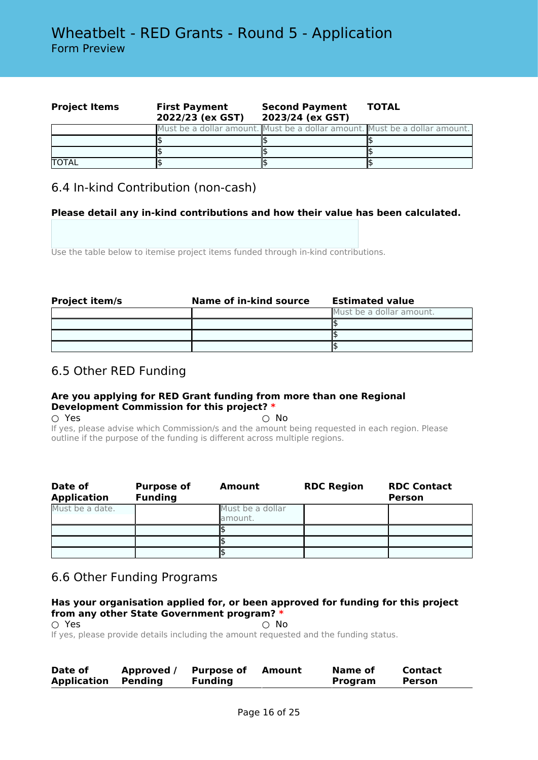| Project Items | First Payment 2022/23 (ex GST) | Second Payment 2023/24 (ex GST) | TOTAL |
|---|---|---|---|
| | Must be a dollar amount. | Must be a dollar amount. | Must be a dollar amount. |
| | $ | $ | $ |
| | $ | $ | $ |
| TOTAL | $ | $ | $ |

## 6.4 In-kind Contribution (non-cash)

**Please detail any in-kind contributions and how their value has been calculated.**

Use the table below to itemise project items funded through in-kind contributions.

| Project item/s | Name of in-kind source | Estimated value |
|---|---|---|
| | | Must be a dollar amount. |
| | | $ |
| | | $ |
| | | $ |

## 6.5 Other RED Funding

**Are you applying for RED Grant funding from more than one Regional Development Commission for this project?** *

○ Yes ○ No

If yes, please advise which Commission/s and the amount being requested in each region. Please outline if the purpose of the funding is different across multiple regions.

| Date of Application | Purpose of Funding | Amount | RDC Region | RDC Contact Person |
|---|---|---|---|---|
| Must be a date. | | Must be a dollar amount. | | |
| | | $ | | |
| | | $ | | |
| | | $ | | |

## 6.6 Other Funding Programs

**Has your organisation applied for, or been approved for funding for this project from any other State Government program?** *

○ Yes ○ No

If yes, please provide details including the amount requested and the funding status.

| Date of Application | Approved / Pending | Purpose of Funding | Amount | Name of Program | Contact Person |
|---|---|---|---|---|---|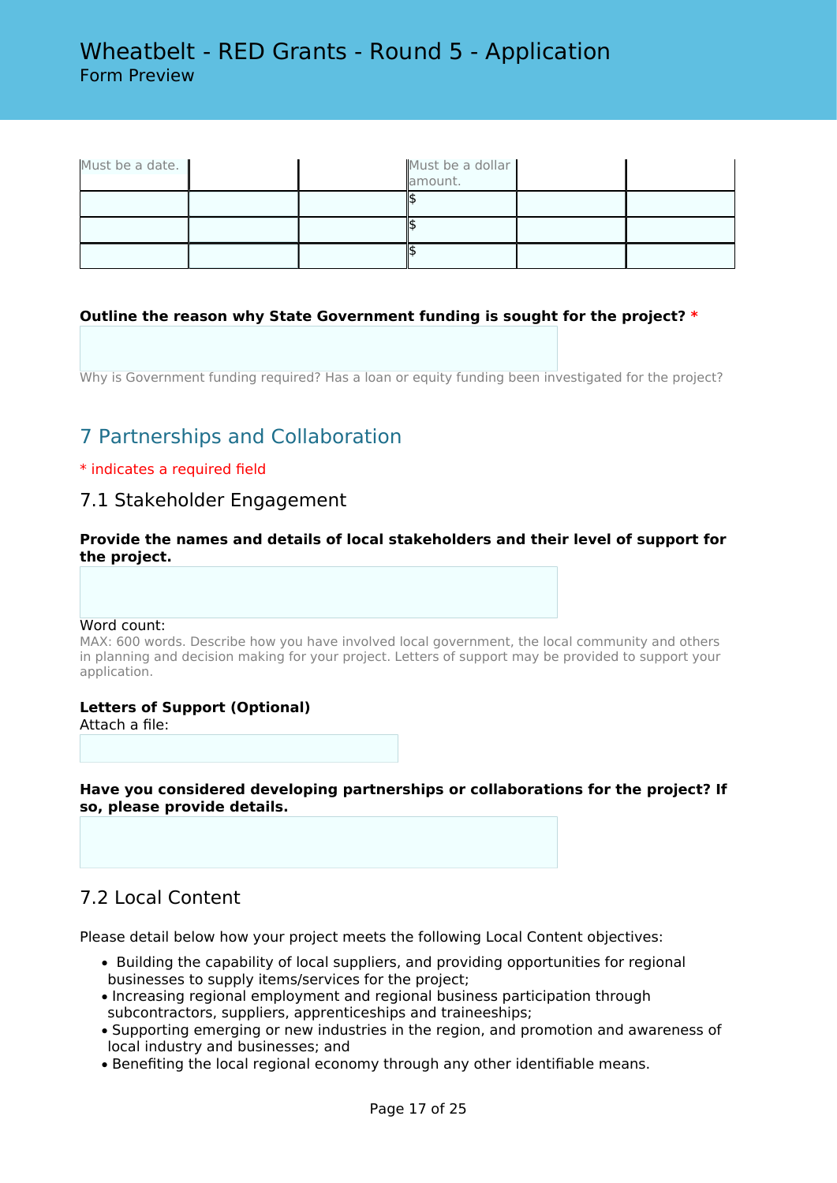| Must be a date. | | | Must be a dollar amount. | | |
|---|---|---|---|---|---|
| | | | $ | | |
| | | | $ | | |
| | | | $ | | |

**Outline the reason why State Government funding is sought for the project?** *

Why is Government funding required? Has a loan or equity funding been investigated for the project?

## 7 Partnerships and Collaboration

* indicates a required field

### 7.1 Stakeholder Engagement

**Provide the names and details of local stakeholders and their level of support for the project.**

Word count:
MAX: 600 words. Describe how you have involved local government, the local community and others in planning and decision making for your project. Letters of support may be provided to support your application.

**Letters of Support (Optional)**
Attach a file:

**Have you considered developing partnerships or collaborations for the project? If so, please provide details.**

### 7.2 Local Content

Please detail below how your project meets the following Local Content objectives:

- Building the capability of local suppliers, and providing opportunities for regional businesses to supply items/services for the project;
- Increasing regional employment and regional business participation through subcontractors, suppliers, apprenticeships and traineeships;
- Supporting emerging or new industries in the region, and promotion and awareness of local industry and businesses; and
- Benefiting the local regional economy through any other identifiable means.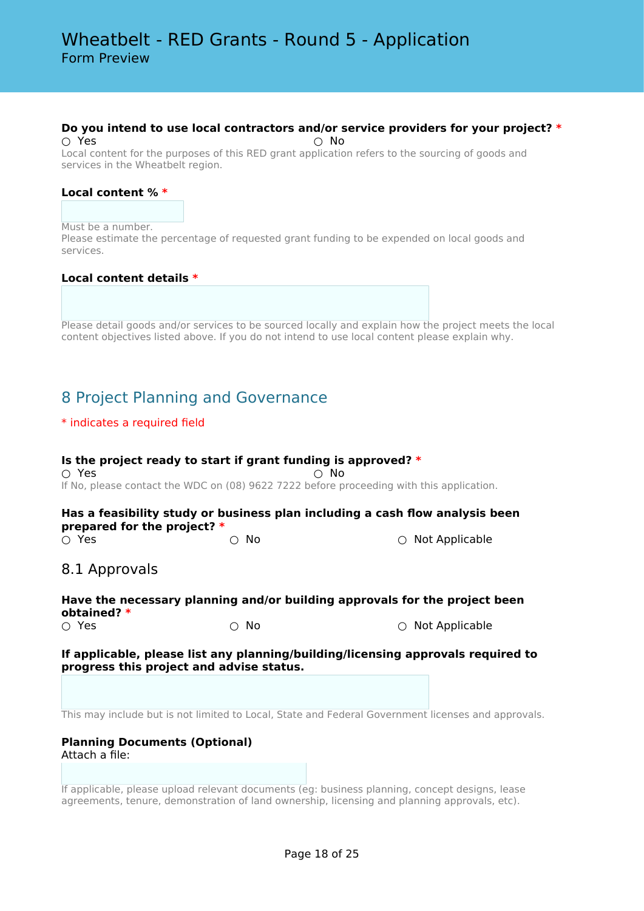**Do you intend to use local contractors and/or service providers for your project?** *

○ Yes ○ No

Local content for the purposes of this RED grant application refers to the sourcing of goods and services in the Wheatbelt region.

**Local content %** *

Must be a number.
Please estimate the percentage of requested grant funding to be expended on local goods and services.

**Local content details** *

Please detail goods and/or services to be sourced locally and explain how the project meets the local content objectives listed above. If you do not intend to use local content please explain why.

## 8 Project Planning and Governance

* indicates a required field

**Is the project ready to start if grant funding is approved?** *

○ Yes ○ No

If No, please contact the WDC on (08) 9622 7222 before proceeding with this application.

**Has a feasibility study or business plan including a cash flow analysis been prepared for the project?** *

○ Yes ○ No ○ Not Applicable

### 8.1 Approvals

**Have the necessary planning and/or building approvals for the project been obtained?** *

○ Yes ○ No ○ Not Applicable

**If applicable, please list any planning/building/licensing approvals required to progress this project and advise status.**

This may include but is not limited to Local, State and Federal Government licenses and approvals.

**Planning Documents (Optional)**
Attach a file:

If applicable, please upload relevant documents (eg: business planning, concept designs, lease agreements, tenure, demonstration of land ownership, licensing and planning approvals, etc).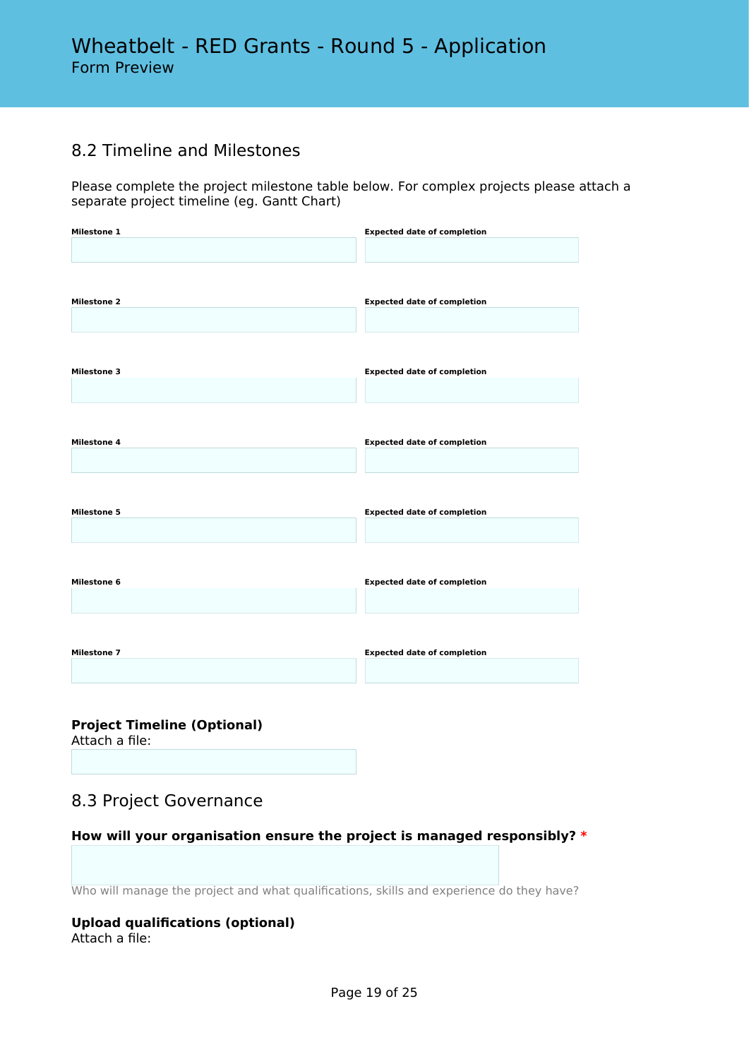## 8.2 Timeline and Milestones

Please complete the project milestone table below. For complex projects please attach a separate project timeline (eg. Gantt Chart)

| Milestone | Expected date of completion |
| --- | --- |
| **Milestone 1** | |
| **Milestone 2** | |
| **Milestone 3** | |
| **Milestone 4** | |
| **Milestone 5** | |
| **Milestone 6** | |
| **Milestone 7** | |

**Project Timeline (Optional)**
Attach a file:

## 8.3 Project Governance

**How will your organisation ensure the project is managed responsibly?** *

Who will manage the project and what qualifications, skills and experience do they have?

**Upload qualifications (optional)**
Attach a file: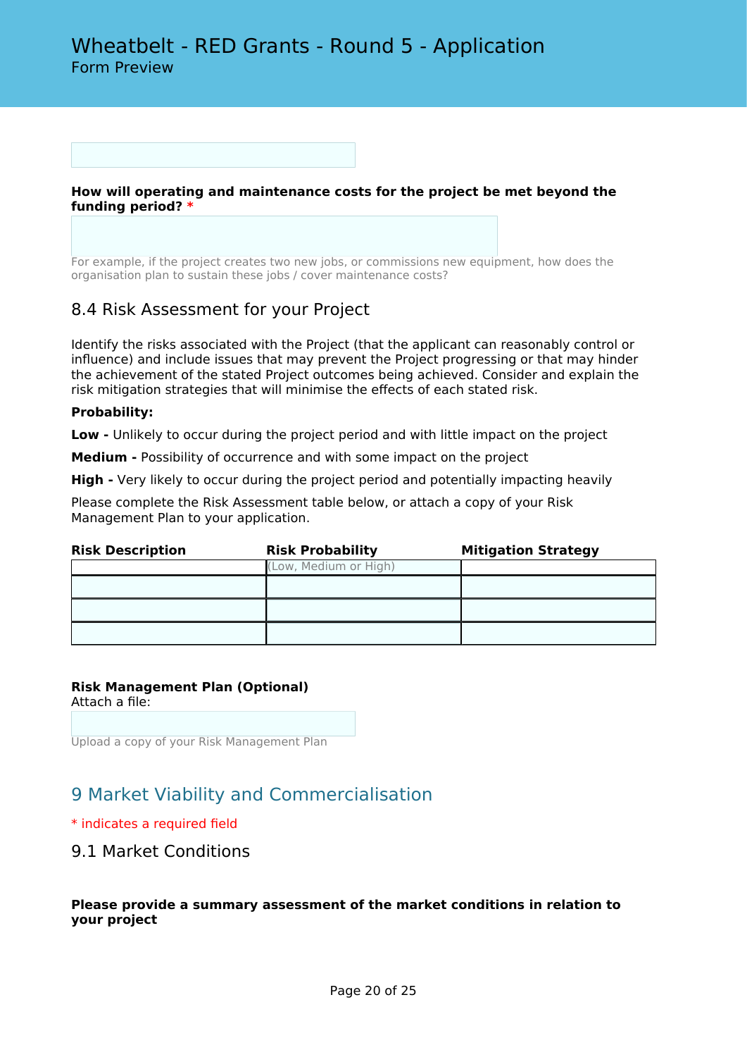**How will operating and maintenance costs for the project be met beyond the funding period?** *

For example, if the project creates two new jobs, or commissions new equipment, how does the organisation plan to sustain these jobs / cover maintenance costs?

### 8.4 Risk Assessment for your Project

Identify the risks associated with the Project (that the applicant can reasonably control or influence) and include issues that may prevent the Project progressing or that may hinder the achievement of the stated Project outcomes being achieved. Consider and explain the risk mitigation strategies that will minimise the effects of each stated risk.

**Probability:**

**Low -** Unlikely to occur during the project period and with little impact on the project

**Medium -** Possibility of occurrence and with some impact on the project

**High -** Very likely to occur during the project period and potentially impacting heavily

Please complete the Risk Assessment table below, or attach a copy of your Risk Management Plan to your application.

| Risk Description | Risk Probability | Mitigation Strategy |
|---|---|---|
| | (Low, Medium or High) | |
| | | |
| | | |
| | | |

**Risk Management Plan (Optional)**
Attach a file:

Upload a copy of your Risk Management Plan

## 9 Market Viability and Commercialisation

* indicates a required field

### 9.1 Market Conditions

**Please provide a summary assessment of the market conditions in relation to your project**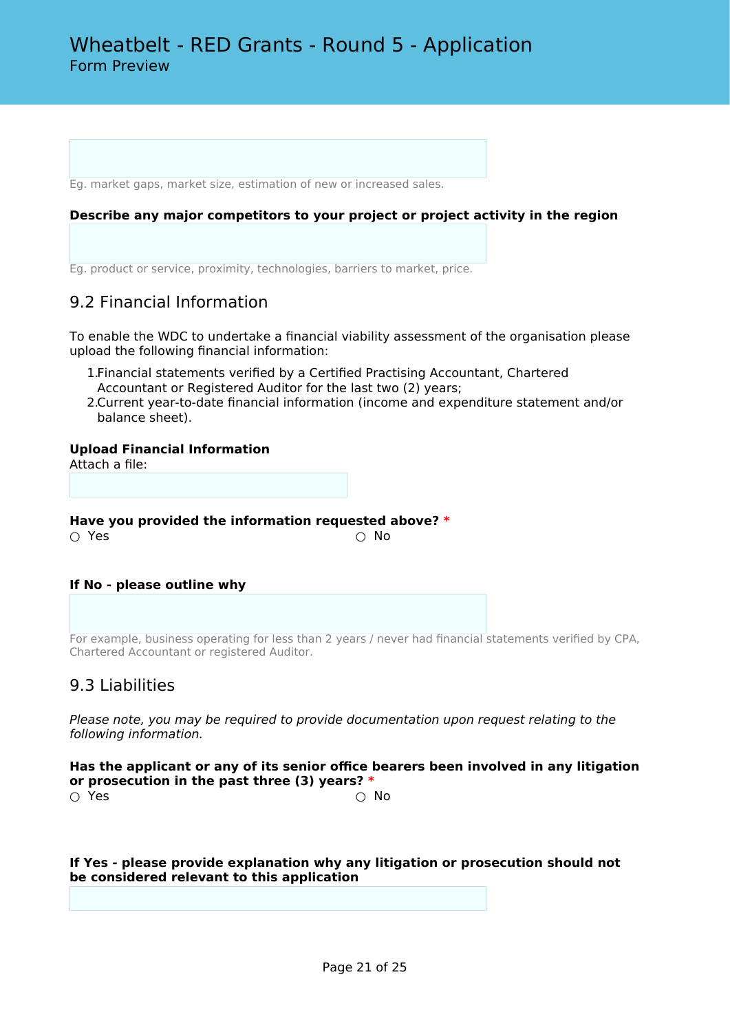Eg. market gaps, market size, estimation of new or increased sales.

**Describe any major competitors to your project or project activity in the region**

Eg. product or service, proximity, technologies, barriers to market, price.

## 9.2 Financial Information

To enable the WDC to undertake a financial viability assessment of the organisation please upload the following financial information:

1. Financial statements verified by a Certified Practising Accountant, Chartered Accountant or Registered Auditor for the last two (2) years;
2. Current year-to-date financial information (income and expenditure statement and/or balance sheet).

**Upload Financial Information**
Attach a file:

**Have you provided the information requested above?** *

○ Yes ○ No

**If No - please outline why**

For example, business operating for less than 2 years / never had financial statements verified by CPA, Chartered Accountant or registered Auditor.

## 9.3 Liabilities

*Please note, you may be required to provide documentation upon request relating to the following information.*

**Has the applicant or any of its senior office bearers been involved in any litigation or prosecution in the past three (3) years?** *

○ Yes ○ No

**If Yes - please provide explanation why any litigation or prosecution should not be considered relevant to this application**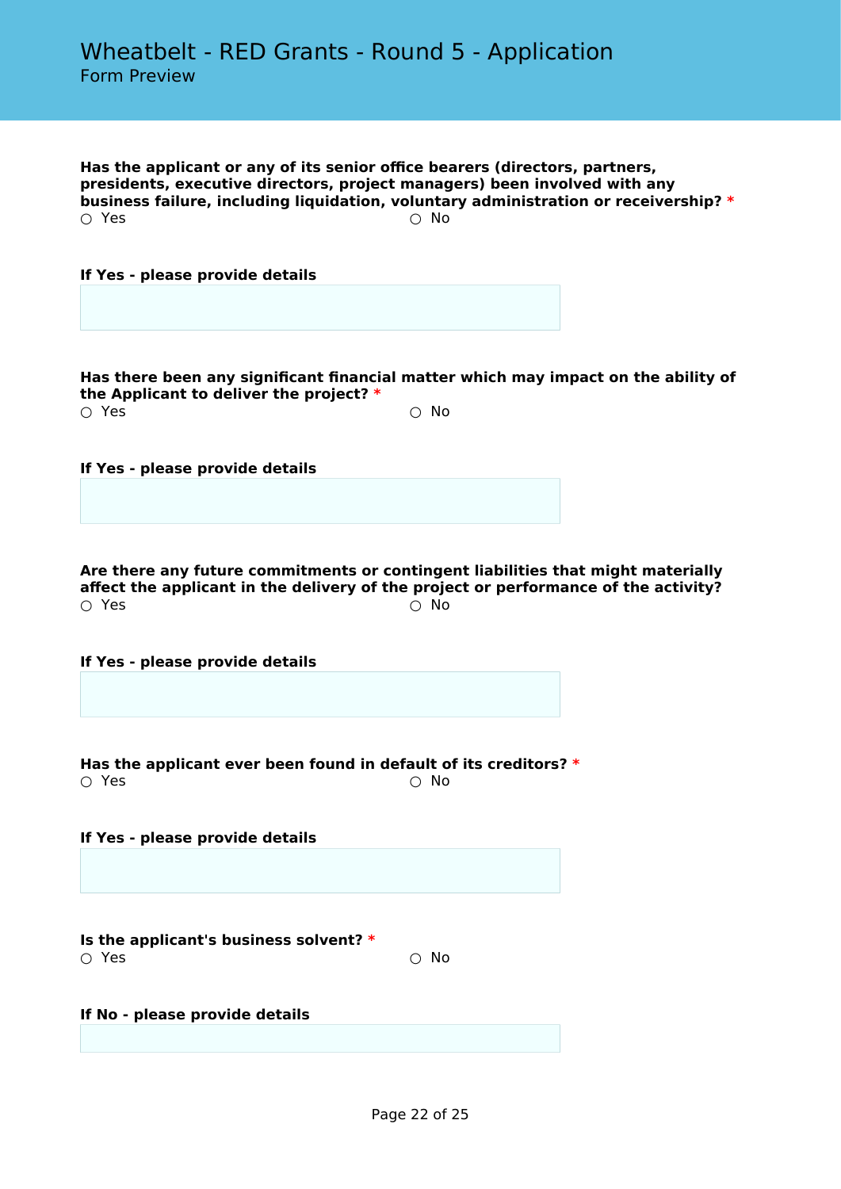**Has the applicant or any of its senior office bearers (directors, partners, presidents, executive directors, project managers) been involved with any business failure, including liquidation, voluntary administration or receivership?** *

○ Yes ○ No

**If Yes - please provide details**

**Has there been any significant financial matter which may impact on the ability of the Applicant to deliver the project?** *

○ Yes ○ No

**If Yes - please provide details**

**Are there any future commitments or contingent liabilities that might materially affect the applicant in the delivery of the project or performance of the activity?**

○ Yes ○ No

**If Yes - please provide details**

**Has the applicant ever been found in default of its creditors?** *

○ Yes ○ No

**If Yes - please provide details**

**Is the applicant's business solvent?** *

○ Yes ○ No

**If No - please provide details**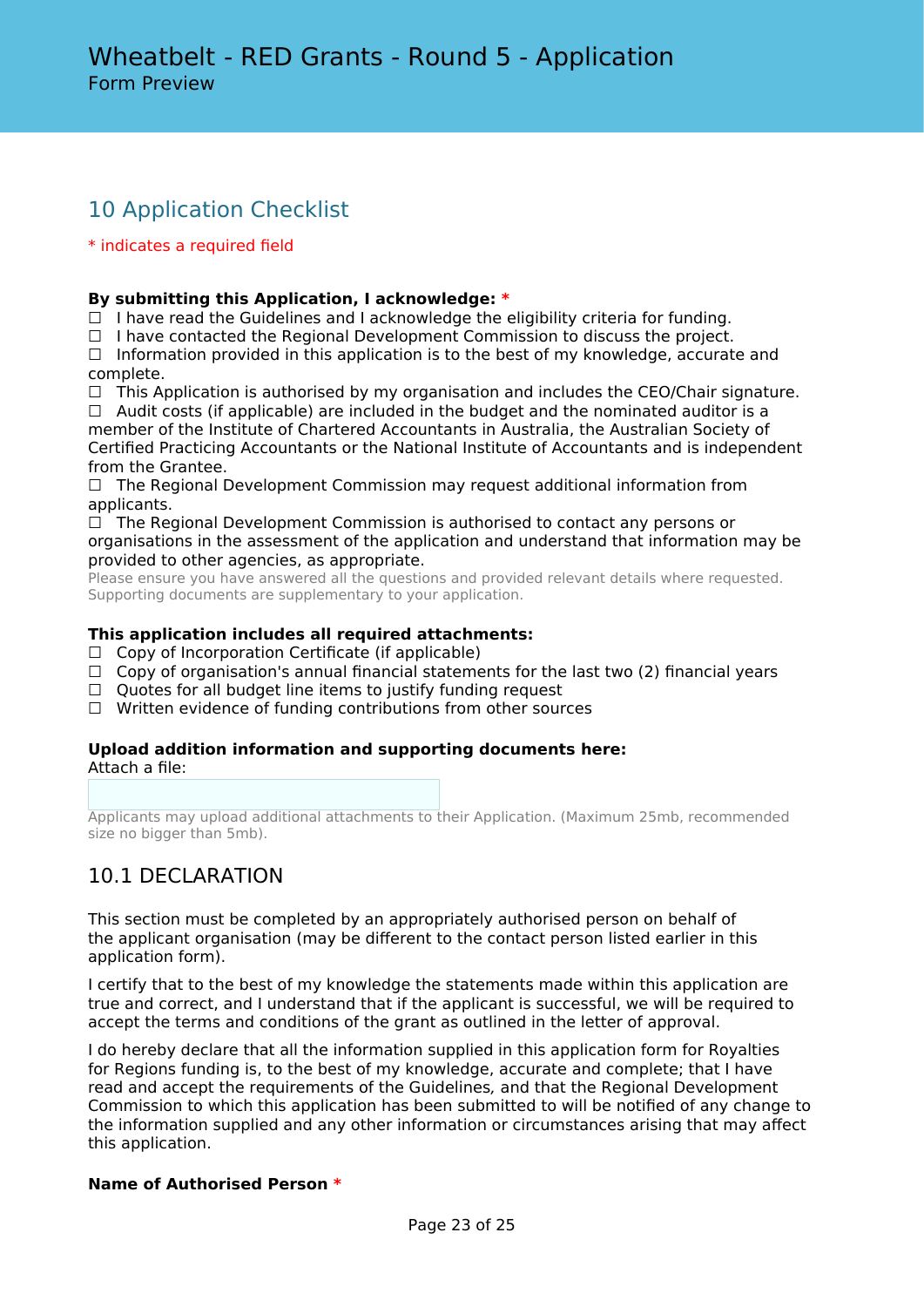# Wheatbelt - RED Grants - Round 5 - Application

Form Preview

## 10 Application Checklist

* indicates a required field

**By submitting this Application, I acknowledge: ***

☐ I have read the Guidelines and I acknowledge the eligibility criteria for funding.
☐ I have contacted the Regional Development Commission to discuss the project.
☐ Information provided in this application is to the best of my knowledge, accurate and complete.
☐ This Application is authorised by my organisation and includes the CEO/Chair signature.
☐ Audit costs (if applicable) are included in the budget and the nominated auditor is a member of the Institute of Chartered Accountants in Australia, the Australian Society of Certified Practicing Accountants or the National Institute of Accountants and is independent from the Grantee.
☐ The Regional Development Commission may request additional information from applicants.
☐ The Regional Development Commission is authorised to contact any persons or organisations in the assessment of the application and understand that information may be provided to other agencies, as appropriate.

Please ensure you have answered all the questions and provided relevant details where requested. Supporting documents are supplementary to your application.

**This application includes all required attachments:**

☐ Copy of Incorporation Certificate (if applicable)
☐ Copy of organisation's annual financial statements for the last two (2) financial years
☐ Quotes for all budget line items to justify funding request
☐ Written evidence of funding contributions from other sources

**Upload addition information and supporting documents here:**

Attach a file:

Applicants may upload additional attachments to their Application. (Maximum 25mb, recommended size no bigger than 5mb).

## 10.1 DECLARATION

This section must be completed by an appropriately authorised person on behalf of the applicant organisation (may be different to the contact person listed earlier in this application form).

I certify that to the best of my knowledge the statements made within this application are true and correct, and I understand that if the applicant is successful, we will be required to accept the terms and conditions of the grant as outlined in the letter of approval.

I do hereby declare that all the information supplied in this application form for Royalties for Regions funding is, to the best of my knowledge, accurate and complete; that I have read and accept the requirements of the Guidelines, and that the Regional Development Commission to which this application has been submitted to will be notified of any change to the information supplied and any other information or circumstances arising that may affect this application.

**Name of Authorised Person ***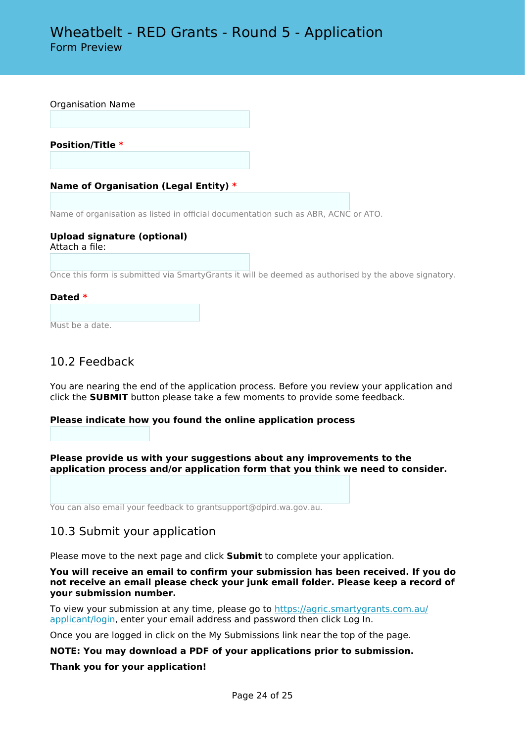# Wheatbelt - RED Grants - Round 5 - Application

Form Preview

Organisation Name

**Position/Title** *

**Name of Organisation (Legal Entity)** *

Name of organisation as listed in official documentation such as ABR, ACNC or ATO.

**Upload signature (optional)**
Attach a file:

Once this form is submitted via SmartyGrants it will be deemed as authorised by the above signatory.

**Dated** *

Must be a date.

## 10.2 Feedback

You are nearing the end of the application process. Before you review your application and click the **SUBMIT** button please take a few moments to provide some feedback.

**Please indicate how you found the online application process**

**Please provide us with your suggestions about any improvements to the application process and/or application form that you think we need to consider.**

You can also email your feedback to grantsupport@dpird.wa.gov.au.

## 10.3 Submit your application

Please move to the next page and click **Submit** to complete your application.

**You will receive an email to confirm your submission has been received. If you do not receive an email please check your junk email folder. Please keep a record of your submission number.**

To view your submission at any time, please go to https://agric.smartygrants.com.au/applicant/login, enter your email address and password then click Log In.

Once you are logged in click on the My Submissions link near the top of the page.

**NOTE: You may download a PDF of your applications prior to submission.**

**Thank you for your application!**